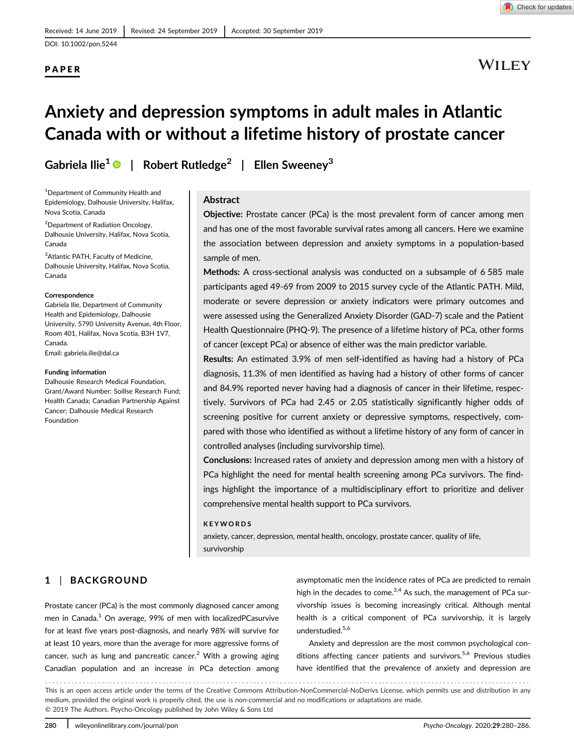Received: 14 June 2019 | Revised: 24 September 2019 | Accepted: 30 September 2019

DOI: 10.1002/pon.5244

**PAPER**

# Anxiety and depression symptoms in adult males in Atlantic Canada with or without a lifetime history of prostate cancer

Gabriela Ilie[1] | Robert Rutledge[2] | Ellen Sweeney[3]

[1]Department of Community Health and Epidemiology, Dalhousie University, Halifax, Nova Scotia, Canada

[2]Department of Radiation Oncology, Dalhousie University, Halifax, Nova Scotia, Canada

[3]Atlantic PATH, Faculty of Medicine, Dalhousie University, Halifax, Nova Scotia, Canada

**Correspondence**
Gabriela Ilie, Department of Community Health and Epidemiology, Dalhousie University, 5790 University Avenue, 4th Floor, Room 401, Halifax, Nova Scotia, B3H 1V7, Canada.
Email: gabriela.ilie@dal.ca

**Funding information**
Dalhousie Research Medical Foundation, Grant/Award Number: Soillse Research Fund; Health Canada; Canadian Partnership Against Cancer; Dalhousie Medical Research Foundation

## Abstract

**Objective:** Prostate cancer (PCa) is the most prevalent form of cancer among men and has one of the most favorable survival rates among all cancers. Here we examine the association between depression and anxiety symptoms in a population-based sample of men.

**Methods:** A cross-sectional analysis was conducted on a subsample of 6 585 male participants aged 49-69 from 2009 to 2015 survey cycle of the Atlantic PATH. Mild, moderate or severe depression or anxiety indicators were primary outcomes and were assessed using the Generalized Anxiety Disorder (GAD-7) scale and the Patient Health Questionnaire (PHQ-9). The presence of a lifetime history of PCa, other forms of cancer (except PCa) or absence of either was the main predictor variable.

**Results:** An estimated 3.9% of men self-identified as having had a history of PCa diagnosis, 11.3% of men identified as having had a history of other forms of cancer and 84.9% reported never having had a diagnosis of cancer in their lifetime, respectively. Survivors of PCa had 2.45 or 2.05 statistically significantly higher odds of screening positive for current anxiety or depressive symptoms, respectively, compared with those who identified as without a lifetime history of any form of cancer in controlled analyses (including survivorship time).

**Conclusions:** Increased rates of anxiety and depression among men with a history of PCa highlight the need for mental health screening among PCa survivors. The findings highlight the importance of a multidisciplinary effort to prioritize and deliver comprehensive mental health support to PCa survivors.

**KEYWORDS**
anxiety, cancer, depression, mental health, oncology, prostate cancer, quality of life, survivorship

## 1 | BACKGROUND

Prostate cancer (PCa) is the most commonly diagnosed cancer among men in Canada.[1] On average, 99% of men with localizedPCasurvive for at least five years post-diagnosis, and nearly 98% will survive for at least 10 years, more than the average for more aggressive forms of cancer, such as lung and pancreatic cancer.[2] With a growing aging Canadian population and an increase in PCa detection among asymptomatic men the incidence rates of PCa are predicted to remain high in the decades to come.[3,4] As such, the management of PCa survivorship issues is becoming increasingly critical. Although mental health is a critical component of PCa survivorship, it is largely understudied.[5,6]

Anxiety and depression are the most common psychological conditions affecting cancer patients and survivors.[5,6] Previous studies have identified that the prevalence of anxiety and depression are

This is an open access article under the terms of the Creative Commons Attribution-NonCommercial-NoDerivs License, which permits use and distribution in any medium, provided the original work is properly cited, the use is non-commercial and no modifications or adaptations are made.
© 2019 The Authors. Psycho-Oncology published by John Wiley & Sons Ltd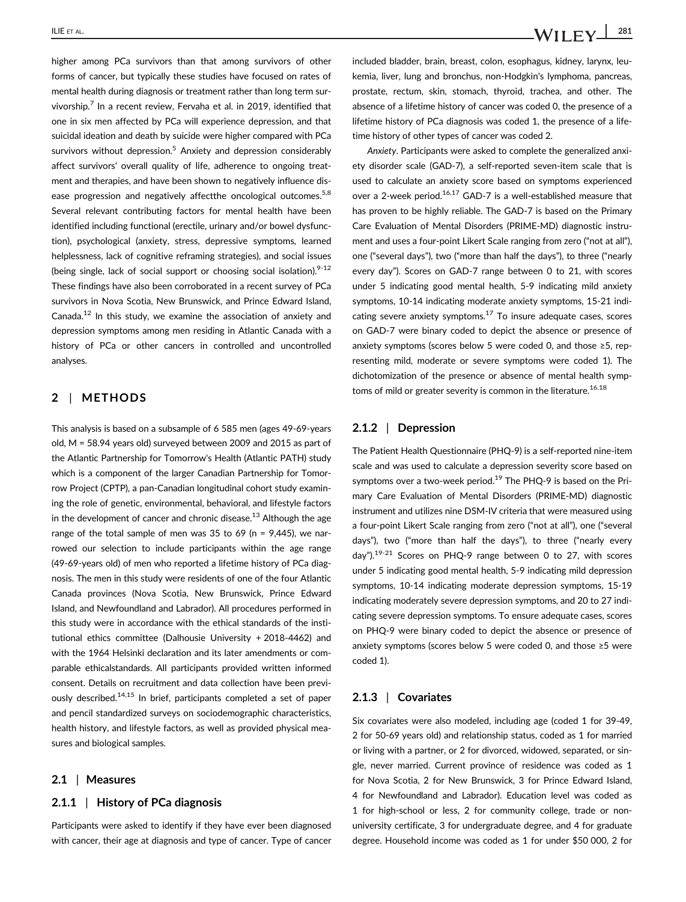higher among PCa survivors than that among survivors of other forms of cancer, but typically these studies have focused on rates of mental health during diagnosis or treatment rather than long term survivorship.[7] In a recent review, Fervaha et al. in 2019, identified that one in six men affected by PCa will experience depression, and that suicidal ideation and death by suicide were higher compared with PCa survivors without depression.[5] Anxiety and depression considerably affect survivors' overall quality of life, adherence to ongoing treatment and therapies, and have been shown to negatively influence disease progression and negatively affectthe oncological outcomes.[5,8] Several relevant contributing factors for mental health have been identified including functional (erectile, urinary and/or bowel dysfunction), psychological (anxiety, stress, depressive symptoms, learned helplessness, lack of cognitive reframing strategies), and social issues (being single, lack of social support or choosing social isolation).[9-12] These findings have also been corroborated in a recent survey of PCa survivors in Nova Scotia, New Brunswick, and Prince Edward Island, Canada.[12] In this study, we examine the association of anxiety and depression symptoms among men residing in Atlantic Canada with a history of PCa or other cancers in controlled and uncontrolled analyses.

## 2 | METHODS

This analysis is based on a subsample of 6 585 men (ages 49-69-years old, M = 58.94 years old) surveyed between 2009 and 2015 as part of the Atlantic Partnership for Tomorrow's Health (Atlantic PATH) study which is a component of the larger Canadian Partnership for Tomorrow Project (CPTP), a pan-Canadian longitudinal cohort study examining the role of genetic, environmental, behavioral, and lifestyle factors in the development of cancer and chronic disease.[13] Although the age range of the total sample of men was 35 to 69 (n = 9,445), we narrowed our selection to include participants within the age range (49-69-years old) of men who reported a lifetime history of PCa diagnosis. The men in this study were residents of one of the four Atlantic Canada provinces (Nova Scotia, New Brunswick, Prince Edward Island, and Newfoundland and Labrador). All procedures performed in this study were in accordance with the ethical standards of the institutional ethics committee (Dalhousie University + 2018-4462) and with the 1964 Helsinki declaration and its later amendments or comparable ethicalstandards. All participants provided written informed consent. Details on recruitment and data collection have been previously described.[14,15] In brief, participants completed a set of paper and pencil standardized surveys on sociodemographic characteristics, health history, and lifestyle factors, as well as provided physical measures and biological samples.

### 2.1 | Measures

### 2.1.1 | History of PCa diagnosis

Participants were asked to identify if they have ever been diagnosed with cancer, their age at diagnosis and type of cancer. Type of cancer included bladder, brain, breast, colon, esophagus, kidney, larynx, leukemia, liver, lung and bronchus, non-Hodgkin's lymphoma, pancreas, prostate, rectum, skin, stomach, thyroid, trachea, and other. The absence of a lifetime history of cancer was coded 0, the presence of a lifetime history of PCa diagnosis was coded 1, the presence of a lifetime history of other types of cancer was coded 2.

*Anxiety*. Participants were asked to complete the generalized anxiety disorder scale (GAD-7), a self-reported seven-item scale that is used to calculate an anxiety score based on symptoms experienced over a 2-week period.[16,17] GAD-7 is a well-established measure that has proven to be highly reliable. The GAD-7 is based on the Primary Care Evaluation of Mental Disorders (PRIME-MD) diagnostic instrument and uses a four-point Likert Scale ranging from zero ("not at all"), one ("several days"), two ("more than half the days"), to three ("nearly every day"). Scores on GAD-7 range between 0 to 21, with scores under 5 indicating good mental health, 5-9 indicating mild anxiety symptoms, 10-14 indicating moderate anxiety symptoms, 15-21 indicating severe anxiety symptoms.[17] To insure adequate cases, scores on GAD-7 were binary coded to depict the absence or presence of anxiety symptoms (scores below 5 were coded 0, and those ≥5, representing mild, moderate or severe symptoms were coded 1). The dichotomization of the presence or absence of mental health symptoms of mild or greater severity is common in the literature.[16,18]

### 2.1.2 | Depression

The Patient Health Questionnaire (PHQ-9) is a self-reported nine-item scale and was used to calculate a depression severity score based on symptoms over a two-week period.[19] The PHQ-9 is based on the Primary Care Evaluation of Mental Disorders (PRIME-MD) diagnostic instrument and utilizes nine DSM-IV criteria that were measured using a four-point Likert Scale ranging from zero ("not at all"), one ("several days"), two ("more than half the days"), to three ("nearly every day").[19-21] Scores on PHQ-9 range between 0 to 27, with scores under 5 indicating good mental health, 5-9 indicating mild depression symptoms, 10-14 indicating moderate depression symptoms, 15-19 indicating moderately severe depression symptoms, and 20 to 27 indicating severe depression symptoms. To ensure adequate cases, scores on PHQ-9 were binary coded to depict the absence or presence of anxiety symptoms (scores below 5 were coded 0, and those ≥5 were coded 1).

### 2.1.3 | Covariates

Six covariates were also modeled, including age (coded 1 for 39-49, 2 for 50-69 years old) and relationship status, coded as 1 for married or living with a partner, or 2 for divorced, widowed, separated, or single, never married. Current province of residence was coded as 1 for Nova Scotia, 2 for New Brunswick, 3 for Prince Edward Island, 4 for Newfoundland and Labrador). Education level was coded as 1 for high-school or less, 2 for community college, trade or non-university certificate, 3 for undergraduate degree, and 4 for graduate degree. Household income was coded as 1 for under $50 000, 2 for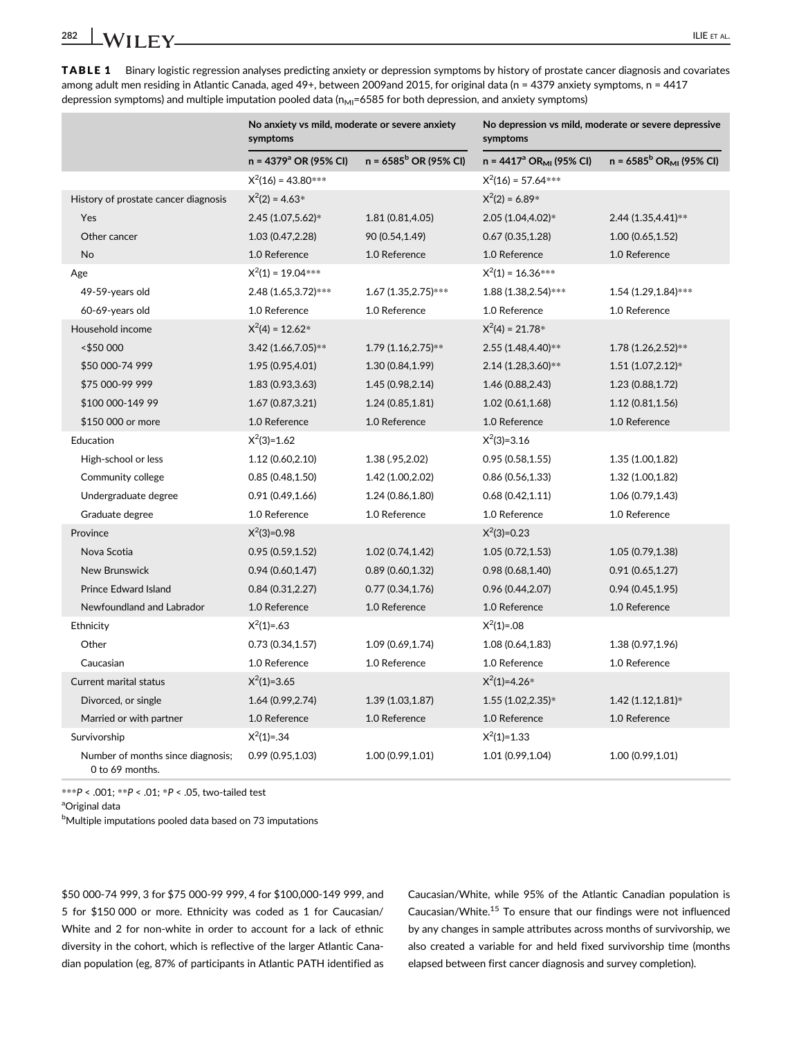**TABLE 1** Binary logistic regression analyses predicting anxiety or depression symptoms by history of prostate cancer diagnosis and covariates among adult men residing in Atlantic Canada, aged 49+, between 2009and 2015, for original data (n = 4379 anxiety symptoms, n = 4417 depression symptoms) and multiple imputation pooled data ($n_{MI}$=6585 for both depression, and anxiety symptoms)

| | No anxiety vs mild, moderate or severe anxiety symptoms | | No depression vs mild, moderate or severe depressive symptoms | |
|---|---|---|---|---|
| | n = 4379[a] OR (95% CI) | n = 6585[b] OR (95% CI) | n = 4417[a] $OR_{MI}$ (95% CI) | n = 6585[b] $OR_{MI}$ (95% CI) |
| | $X^2(16)$ = 43.80*** | | $X^2(16)$ = 57.64*** | |
| History of prostate cancer diagnosis | $X^2(2)$ = 4.63* | | $X^2(2)$ = 6.89* | |
| Yes | 2.45 (1.07,5.62)* | 1.81 (0.81,4.05) | 2.05 (1.04,4.02)* | 2.44 (1.35,4.41)** |
| Other cancer | 1.03 (0.47,2.28) | 90 (0.54,1.49) | 0.67 (0.35,1.28) | 1.00 (0.65,1.52) |
| No | 1.0 Reference | 1.0 Reference | 1.0 Reference | 1.0 Reference |
| Age | $X^2(1)$ = 19.04*** | | $X^2(1)$ = 16.36*** | |
| 49-59-years old | 2.48 (1.65,3.72)*** | 1.67 (1.35,2.75)*** | 1.88 (1.38,2.54)*** | 1.54 (1.29,1.84)*** |
| 60-69-years old | 1.0 Reference | 1.0 Reference | 1.0 Reference | 1.0 Reference |
| Household income | $X^2(4)$ = 12.62* | | $X^2(4)$ = 21.78* | |
| <$50 000 | 3.42 (1.66,7.05)** | 1.79 (1.16,2.75)** | 2.55 (1.48,4.40)** | 1.78 (1.26,2.52)** |
| $50 000-74 999 | 1.95 (0.95,4.01) | 1.30 (0.84,1.99) | 2.14 (1.28,3.60)** | 1.51 (1.07,2.12)* |
| $75 000-99 999 | 1.83 (0.93,3.63) | 1.45 (0.98,2.14) | 1.46 (0.88,2.43) | 1.23 (0.88,1.72) |
| $100 000-149 99 | 1.67 (0.87,3.21) | 1.24 (0.85,1.81) | 1.02 (0.61,1.68) | 1.12 (0.81,1.56) |
| $150 000 or more | 1.0 Reference | 1.0 Reference | 1.0 Reference | 1.0 Reference |
| Education | $X^2(3)$=1.62 | | $X^2(3)$=3.16 | |
| High-school or less | 1.12 (0.60,2.10) | 1.38 (.95,2.02) | 0.95 (0.58,1.55) | 1.35 (1.00,1.82) |
| Community college | 0.85 (0.48,1.50) | 1.42 (1.00,2.02) | 0.86 (0.56,1.33) | 1.32 (1.00,1.82) |
| Undergraduate degree | 0.91 (0.49,1.66) | 1.24 (0.86,1.80) | 0.68 (0.42,1.11) | 1.06 (0.79,1.43) |
| Graduate degree | 1.0 Reference | 1.0 Reference | 1.0 Reference | 1.0 Reference |
| Province | $X^2(3)$=0.98 | | $X^2(3)$=0.23 | |
| Nova Scotia | 0.95 (0.59,1.52) | 1.02 (0.74,1.42) | 1.05 (0.72,1.53) | 1.05 (0.79,1.38) |
| New Brunswick | 0.94 (0.60,1.47) | 0.89 (0.60,1.32) | 0.98 (0.68,1.40) | 0.91 (0.65,1.27) |
| Prince Edward Island | 0.84 (0.31,2.27) | 0.77 (0.34,1.76) | 0.96 (0.44,2.07) | 0.94 (0.45,1.95) |
| Newfoundland and Labrador | 1.0 Reference | 1.0 Reference | 1.0 Reference | 1.0 Reference |
| Ethnicity | $X^2(1)$=.63 | | $X^2(1)$=.08 | |
| Other | 0.73 (0.34,1.57) | 1.09 (0.69,1.74) | 1.08 (0.64,1.83) | 1.38 (0.97,1.96) |
| Caucasian | 1.0 Reference | 1.0 Reference | 1.0 Reference | 1.0 Reference |
| Current marital status | $X^2(1)$=3.65 | | $X^2(1)$=4.26* | |
| Divorced, or single | 1.64 (0.99,2.74) | 1.39 (1.03,1.87) | 1.55 (1.02,2.35)* | 1.42 (1.12,1.81)* |
| Married or with partner | 1.0 Reference | 1.0 Reference | 1.0 Reference | 1.0 Reference |
| Survivorship | $X^2(1)$=.34 | | $X^2(1)$=1.33 | |
| Number of months since diagnosis; 0 to 69 months. | 0.99 (0.95,1.03) | 1.00 (0.99,1.01) | 1.01 (0.99,1.04) | 1.00 (0.99,1.01) |

***$P < .001$; **$P < .01$; *$P < .05$, two-tailed test

[a]Original data

[b]Multiple imputations pooled data based on 73 imputations

$50 000-74 999, 3 for $75 000-99 999, 4 for $100,000-149 999, and 5 for $150 000 or more. Ethnicity was coded as 1 for Caucasian/White and 2 for non-white in order to account for a lack of ethnic diversity in the cohort, which is reflective of the larger Atlantic Canadian population (eg, 87% of participants in Atlantic PATH identified as Caucasian/White, while 95% of the Atlantic Canadian population is Caucasian/White.[15] To ensure that our findings were not influenced by any changes in sample attributes across months of survivorship, we also created a variable for and held fixed survivorship time (months elapsed between first cancer diagnosis and survey completion).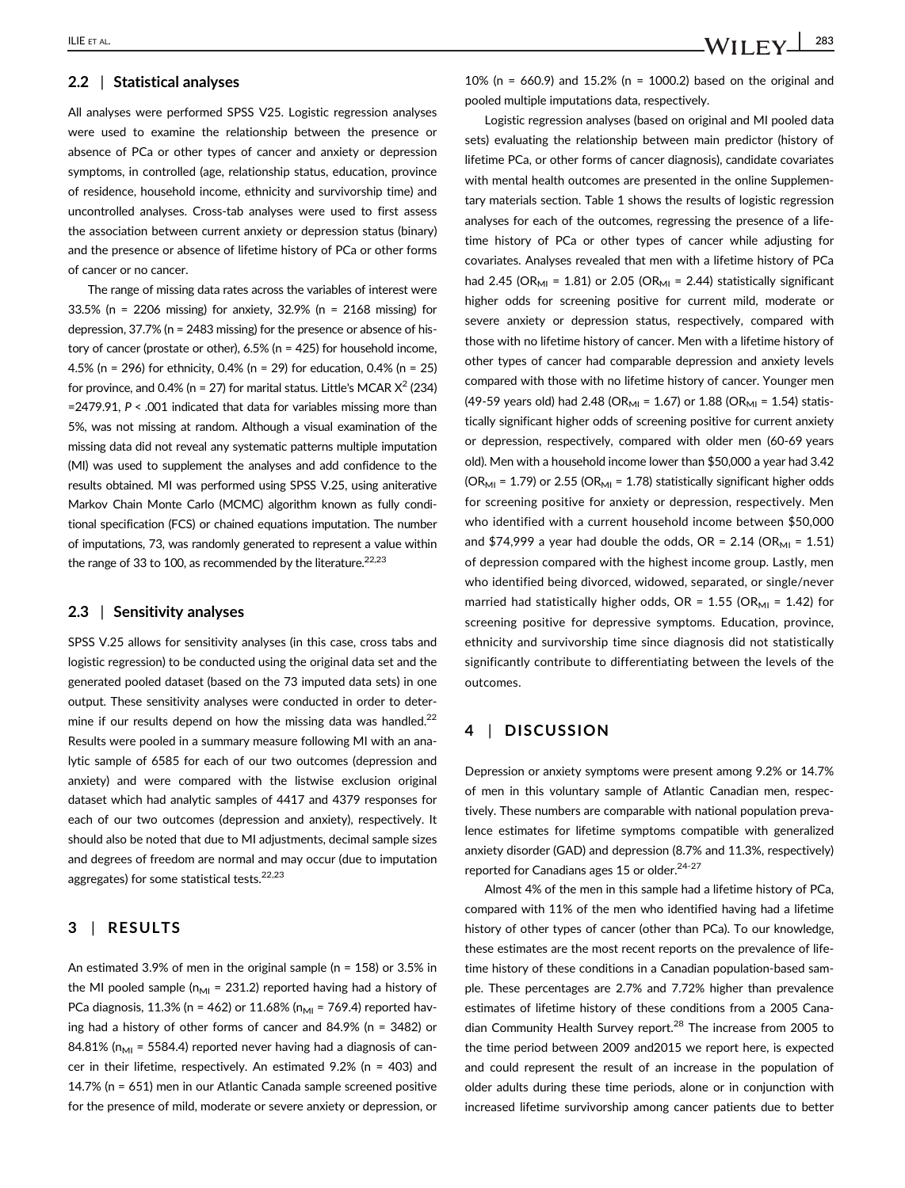### 2.2 | Statistical analyses

All analyses were performed SPSS V25. Logistic regression analyses were used to examine the relationship between the presence or absence of PCa or other types of cancer and anxiety or depression symptoms, in controlled (age, relationship status, education, province of residence, household income, ethnicity and survivorship time) and uncontrolled analyses. Cross-tab analyses were used to first assess the association between current anxiety or depression status (binary) and the presence or absence of lifetime history of PCa or other forms of cancer or no cancer.

The range of missing data rates across the variables of interest were 33.5% (n = 2206 missing) for anxiety, 32.9% (n = 2168 missing) for depression, 37.7% (n = 2483 missing) for the presence or absence of history of cancer (prostate or other), 6.5% (n = 425) for household income, 4.5% (n = 296) for ethnicity, 0.4% (n = 29) for education, 0.4% (n = 25) for province, and 0.4% (n = 27) for marital status. Little's MCAR $X^2$ (234) =2479.91, $P < .001$ indicated that data for variables missing more than 5%, was not missing at random. Although a visual examination of the missing data did not reveal any systematic patterns multiple imputation (MI) was used to supplement the analyses and add confidence to the results obtained. MI was performed using SPSS V.25, using aniterative Markov Chain Monte Carlo (MCMC) algorithm known as fully conditional specification (FCS) or chained equations imputation. The number of imputations, 73, was randomly generated to represent a value within the range of 33 to 100, as recommended by the literature.[22,23]

### 2.3 | Sensitivity analyses

SPSS V.25 allows for sensitivity analyses (in this case, cross tabs and logistic regression) to be conducted using the original data set and the generated pooled dataset (based on the 73 imputed data sets) in one output. These sensitivity analyses were conducted in order to determine if our results depend on how the missing data was handled.[22] Results were pooled in a summary measure following MI with an analytic sample of 6585 for each of our two outcomes (depression and anxiety) and were compared with the listwise exclusion original dataset which had analytic samples of 4417 and 4379 responses for each of our two outcomes (depression and anxiety), respectively. It should also be noted that due to MI adjustments, decimal sample sizes and degrees of freedom are normal and may occur (due to imputation aggregates) for some statistical tests.[22,23]

## 3 | RESULTS

An estimated 3.9% of men in the original sample (n = 158) or 3.5% in the MI pooled sample ($n_{MI}$ = 231.2) reported having had a history of PCa diagnosis, 11.3% (n = 462) or 11.68% ($n_{MI}$ = 769.4) reported having had a history of other forms of cancer and 84.9% (n = 3482) or 84.81% ($n_{MI}$ = 5584.4) reported never having had a diagnosis of cancer in their lifetime, respectively. An estimated 9.2% (n = 403) and 14.7% (n = 651) men in our Atlantic Canada sample screened positive for the presence of mild, moderate or severe anxiety or depression, or 10% (n = 660.9) and 15.2% (n = 1000.2) based on the original and pooled multiple imputations data, respectively.

Logistic regression analyses (based on original and MI pooled data sets) evaluating the relationship between main predictor (history of lifetime PCa, or other forms of cancer diagnosis), candidate covariates with mental health outcomes are presented in the online Supplementary materials section. Table 1 shows the results of logistic regression analyses for each of the outcomes, regressing the presence of a lifetime history of PCa or other types of cancer while adjusting for covariates. Analyses revealed that men with a lifetime history of PCa had 2.45 ($OR_{MI}$ = 1.81) or 2.05 ($OR_{MI}$ = 2.44) statistically significant higher odds for screening positive for current mild, moderate or severe anxiety or depression status, respectively, compared with those with no lifetime history of cancer. Men with a lifetime history of other types of cancer had comparable depression and anxiety levels compared with those with no lifetime history of cancer. Younger men (49-59 years old) had 2.48 ($OR_{MI}$ = 1.67) or 1.88 ($OR_{MI}$ = 1.54) statistically significant higher odds of screening positive for current anxiety or depression, respectively, compared with older men (60-69 years old). Men with a household income lower than $50,000 a year had 3.42 ($OR_{MI}$ = 1.79) or 2.55 ($OR_{MI}$ = 1.78) statistically significant higher odds for screening positive for anxiety or depression, respectively. Men who identified with a current household income between $50,000 and $74,999 a year had double the odds, OR = 2.14 ($OR_{MI}$ = 1.51) of depression compared with the highest income group. Lastly, men who identified being divorced, widowed, separated, or single/never married had statistically higher odds, OR = 1.55 ($OR_{MI}$ = 1.42) for screening positive for depressive symptoms. Education, province, ethnicity and survivorship time since diagnosis did not statistically significantly contribute to differentiating between the levels of the outcomes.

## 4 | DISCUSSION

Depression or anxiety symptoms were present among 9.2% or 14.7% of men in this voluntary sample of Atlantic Canadian men, respectively. These numbers are comparable with national population prevalence estimates for lifetime symptoms compatible with generalized anxiety disorder (GAD) and depression (8.7% and 11.3%, respectively) reported for Canadians ages 15 or older.[24-27]

Almost 4% of the men in this sample had a lifetime history of PCa, compared with 11% of the men who identified having had a lifetime history of other types of cancer (other than PCa). To our knowledge, these estimates are the most recent reports on the prevalence of lifetime history of these conditions in a Canadian population-based sample. These percentages are 2.7% and 7.72% higher than prevalence estimates of lifetime history of these conditions from a 2005 Canadian Community Health Survey report.[28] The increase from 2005 to the time period between 2009 and2015 we report here, is expected and could represent the result of an increase in the population of older adults during these time periods, alone or in conjunction with increased lifetime survivorship among cancer patients due to better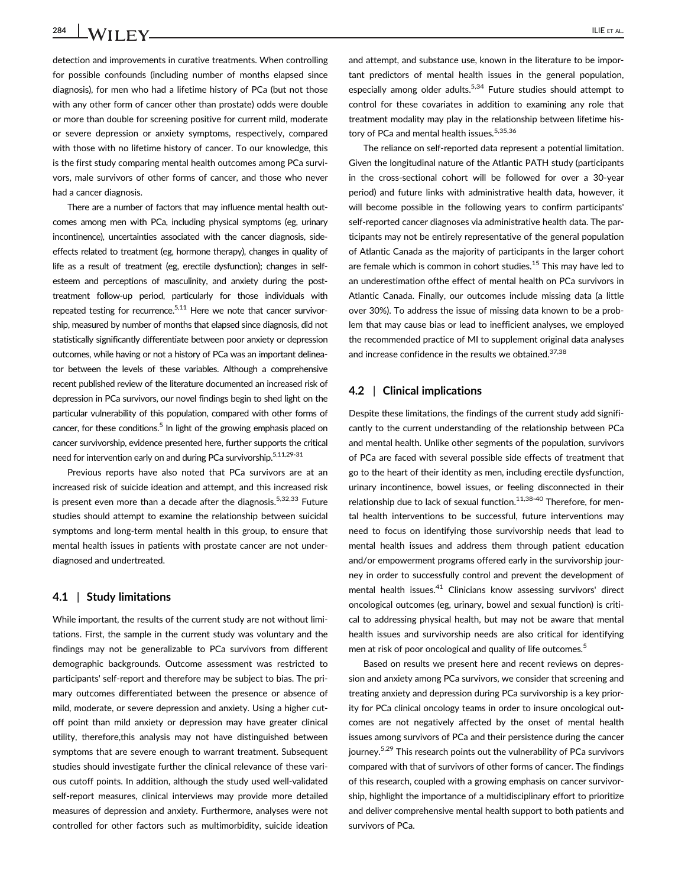detection and improvements in curative treatments. When controlling for possible confounds (including number of months elapsed since diagnosis), for men who had a lifetime history of PCa (but not those with any other form of cancer other than prostate) odds were double or more than double for screening positive for current mild, moderate or severe depression or anxiety symptoms, respectively, compared with those with no lifetime history of cancer. To our knowledge, this is the first study comparing mental health outcomes among PCa survivors, male survivors of other forms of cancer, and those who never had a cancer diagnosis.

There are a number of factors that may influence mental health outcomes among men with PCa, including physical symptoms (eg, urinary incontinence), uncertainties associated with the cancer diagnosis, side-effects related to treatment (eg, hormone therapy), changes in quality of life as a result of treatment (eg, erectile dysfunction); changes in self-esteem and perceptions of masculinity, and anxiety during the post-treatment follow-up period, particularly for those individuals with repeated testing for recurrence.[5,11] Here we note that cancer survivorship, measured by number of months that elapsed since diagnosis, did not statistically significantly differentiate between poor anxiety or depression outcomes, while having or not a history of PCa was an important delineator between the levels of these variables. Although a comprehensive recent published review of the literature documented an increased risk of depression in PCa survivors, our novel findings begin to shed light on the particular vulnerability of this population, compared with other forms of cancer, for these conditions.[5] In light of the growing emphasis placed on cancer survivorship, evidence presented here, further supports the critical need for intervention early on and during PCa survivorship.[5,11,29-31]

Previous reports have also noted that PCa survivors are at an increased risk of suicide ideation and attempt, and this increased risk is present even more than a decade after the diagnosis.[5,32,33] Future studies should attempt to examine the relationship between suicidal symptoms and long-term mental health in this group, to ensure that mental health issues in patients with prostate cancer are not underdiagnosed and undertreated.

### 4.1 | Study limitations

While important, the results of the current study are not without limitations. First, the sample in the current study was voluntary and the findings may not be generalizable to PCa survivors from different demographic backgrounds. Outcome assessment was restricted to participants' self-report and therefore may be subject to bias. The primary outcomes differentiated between the presence or absence of mild, moderate, or severe depression and anxiety. Using a higher cutoff point than mild anxiety or depression may have greater clinical utility, therefore,this analysis may not have distinguished between symptoms that are severe enough to warrant treatment. Subsequent studies should investigate further the clinical relevance of these various cutoff points. In addition, although the study used well-validated self-report measures, clinical interviews may provide more detailed measures of depression and anxiety. Furthermore, analyses were not controlled for other factors such as multimorbidity, suicide ideation and attempt, and substance use, known in the literature to be important predictors of mental health issues in the general population, especially among older adults.[5,34] Future studies should attempt to control for these covariates in addition to examining any role that treatment modality may play in the relationship between lifetime history of PCa and mental health issues.[5,35,36]

The reliance on self-reported data represent a potential limitation. Given the longitudinal nature of the Atlantic PATH study (participants in the cross-sectional cohort will be followed for over a 30-year period) and future links with administrative health data, however, it will become possible in the following years to confirm participants' self-reported cancer diagnoses via administrative health data. The participants may not be entirely representative of the general population of Atlantic Canada as the majority of participants in the larger cohort are female which is common in cohort studies.[15] This may have led to an underestimation ofthe effect of mental health on PCa survivors in Atlantic Canada. Finally, our outcomes include missing data (a little over 30%). To address the issue of missing data known to be a problem that may cause bias or lead to inefficient analyses, we employed the recommended practice of MI to supplement original data analyses and increase confidence in the results we obtained.[37,38]

### 4.2 | Clinical implications

Despite these limitations, the findings of the current study add significantly to the current understanding of the relationship between PCa and mental health. Unlike other segments of the population, survivors of PCa are faced with several possible side effects of treatment that go to the heart of their identity as men, including erectile dysfunction, urinary incontinence, bowel issues, or feeling disconnected in their relationship due to lack of sexual function.[11,38-40] Therefore, for mental health interventions to be successful, future interventions may need to focus on identifying those survivorship needs that lead to mental health issues and address them through patient education and/or empowerment programs offered early in the survivorship journey in order to successfully control and prevent the development of mental health issues.[41] Clinicians know assessing survivors' direct oncological outcomes (eg, urinary, bowel and sexual function) is critical to addressing physical health, but may not be aware that mental health issues and survivorship needs are also critical for identifying men at risk of poor oncological and quality of life outcomes.[5]

Based on results we present here and recent reviews on depression and anxiety among PCa survivors, we consider that screening and treating anxiety and depression during PCa survivorship is a key priority for PCa clinical oncology teams in order to insure oncological outcomes are not negatively affected by the onset of mental health issues among survivors of PCa and their persistence during the cancer journey.[5,29] This research points out the vulnerability of PCa survivors compared with that of survivors of other forms of cancer. The findings of this research, coupled with a growing emphasis on cancer survivorship, highlight the importance of a multidisciplinary effort to prioritize and deliver comprehensive mental health support to both patients and survivors of PCa.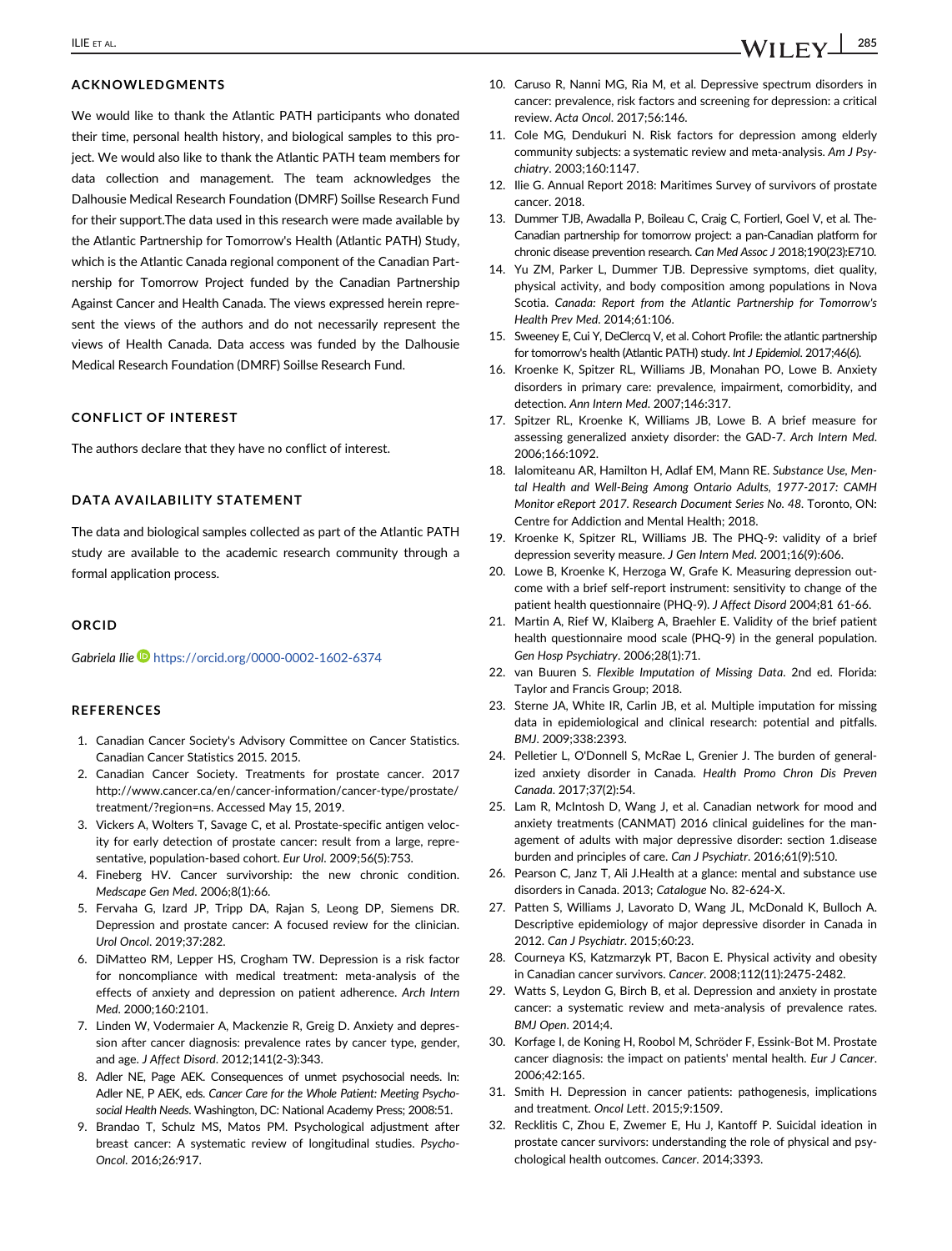## ACKNOWLEDGMENTS

We would like to thank the Atlantic PATH participants who donated their time, personal health history, and biological samples to this project. We would also like to thank the Atlantic PATH team members for data collection and management. The team acknowledges the Dalhousie Medical Research Foundation (DMRF) Soillse Research Fund for their support.The data used in this research were made available by the Atlantic Partnership for Tomorrow's Health (Atlantic PATH) Study, which is the Atlantic Canada regional component of the Canadian Partnership for Tomorrow Project funded by the Canadian Partnership Against Cancer and Health Canada. The views expressed herein represent the views of the authors and do not necessarily represent the views of Health Canada. Data access was funded by the Dalhousie Medical Research Foundation (DMRF) Soillse Research Fund.

## CONFLICT OF INTEREST

The authors declare that they have no conflict of interest.

## DATA AVAILABILITY STATEMENT

The data and biological samples collected as part of the Atlantic PATH study are available to the academic research community through a formal application process.

## ORCID

*Gabriela Ilie* https://orcid.org/0000-0002-1602-6374

## REFERENCES

1. Canadian Cancer Society's Advisory Committee on Cancer Statistics. Canadian Cancer Statistics 2015. 2015.
2. Canadian Cancer Society. Treatments for prostate cancer. 2017 http://www.cancer.ca/en/cancer-information/cancer-type/prostate/treatment/?region=ns. Accessed May 15, 2019.
3. Vickers A, Wolters T, Savage C, et al. Prostate-specific antigen velocity for early detection of prostate cancer: result from a large, representative, population-based cohort. *Eur Urol*. 2009;56(5):753.
4. Fineberg HV. Cancer survivorship: the new chronic condition. *Medscape Gen Med*. 2006;8(1):66.
5. Fervaha G, Izard JP, Tripp DA, Rajan S, Leong DP, Siemens DR. Depression and prostate cancer: A focused review for the clinician. *Urol Oncol*. 2019;37:282.
6. DiMatteo RM, Lepper HS, Croghan TW. Depression is a risk factor for noncompliance with medical treatment: meta-analysis of the effects of anxiety and depression on patient adherence. *Arch Intern Med*. 2000;160:2101.
7. Linden W, Vodermaier A, Mackenzie R, Greig D. Anxiety and depression after cancer diagnosis: prevalence rates by cancer type, gender, and age. *J Affect Disord*. 2012;141(2-3):343.
8. Adler NE, Page AEK. Consequences of unmet psychosocial needs. In: Adler NE, P AEK, eds. *Cancer Care for the Whole Patient: Meeting Psychosocial Health Needs*. Washington, DC: National Academy Press; 2008:51.
9. Brandao T, Schulz MS, Matos PM. Psychological adjustment after breast cancer: A systematic review of longitudinal studies. *Psycho-Oncol*. 2016;26:917.
10. Caruso R, Nanni MG, Ria M, et al. Depressive spectrum disorders in cancer: prevalence, risk factors and screening for depression: a critical review. *Acta Oncol*. 2017;56:146.
11. Cole MG, Dendukuri N. Risk factors for depression among elderly community subjects: a systematic review and meta-analysis. *Am J Psychiatry*. 2003;160:1147.
12. Ilie G. Annual Report 2018: Maritimes Survey of survivors of prostate cancer. 2018.
13. Dummer TJB, Awadalla P, Boileau C, Craig C, Fortierl, Goel V, et al. The-Canadian partnership for tomorrow project: a pan-Canadian platform for chronic disease prevention research. *Can Med Assoc J* 2018;190(23):E710.
14. Yu ZM, Parker L, Dummer TJB. Depressive symptoms, diet quality, physical activity, and body composition among populations in Nova Scotia. *Canada: Report from the Atlantic Partnership for Tomorrow's Health Prev Med*. 2014;61:106.
15. Sweeney E, Cui Y, DeClercq V, et al. Cohort Profile: the atlantic partnership for tomorrow's health (Atlantic PATH) study. *Int J Epidemiol*. 2017;46(6).
16. Kroenke K, Spitzer RL, Williams JB, Monahan PO, Lowe B. Anxiety disorders in primary care: prevalence, impairment, comorbidity, and detection. *Ann Intern Med*. 2007;146:317.
17. Spitzer RL, Kroenke K, Williams JB, Lowe B. A brief measure for assessing generalized anxiety disorder: the GAD-7. *Arch Intern Med*. 2006;166:1092.
18. Ialomiteanu AR, Hamilton H, Adlaf EM, Mann RE. *Substance Use, Mental Health and Well-Being Among Ontario Adults, 1977-2017: CAMH Monitor eReport 2017. Research Document Series No. 48*. Toronto, ON: Centre for Addiction and Mental Health; 2018.
19. Kroenke K, Spitzer RL, Williams JB. The PHQ-9: validity of a brief depression severity measure. *J Gen Intern Med*. 2001;16(9):606.
20. Lowe B, Kroenke K, Herzoga W, Grafe K. Measuring depression outcome with a brief self-report instrument: sensitivity to change of the patient health questionnaire (PHQ-9). *J Affect Disord* 2004;81 61-66.
21. Martin A, Rief W, Klaiberg A, Braehler E. Validity of the brief patient health questionnaire mood scale (PHQ-9) in the general population. *Gen Hosp Psychiatry*. 2006;28(1):71.
22. van Buuren S. *Flexible Imputation of Missing Data*. 2nd ed. Florida: Taylor and Francis Group; 2018.
23. Sterne JA, White IR, Carlin JB, et al. Multiple imputation for missing data in epidemiological and clinical research: potential and pitfalls. *BMJ*. 2009;338:2393.
24. Pelletier L, O'Donnell S, McRae L, Grenier J. The burden of generalized anxiety disorder in Canada. *Health Promo Chron Dis Preven Canada*. 2017;37(2):54.
25. Lam R, McIntosh D, Wang J, et al. Canadian network for mood and anxiety treatments (CANMAT) 2016 clinical guidelines for the management of adults with major depressive disorder: section 1.disease burden and principles of care. *Can J Psychiatr*. 2016;61(9):510.
26. Pearson C, Janz T, Ali J.Health at a glance: mental and substance use disorders in Canada. 2013; *Catalogue* No. 82-624-X.
27. Patten S, Williams J, Lavorato D, Wang JL, McDonald K, Bulloch A. Descriptive epidemiology of major depressive disorder in Canada in 2012. *Can J Psychiatr*. 2015;60:23.
28. Courneya KS, Katzmarzyk PT, Bacon E. Physical activity and obesity in Canadian cancer survivors. *Cancer*. 2008;112(11):2475-2482.
29. Watts S, Leydon G, Birch B, et al. Depression and anxiety in prostate cancer: a systematic review and meta-analysis of prevalence rates. *BMJ Open*. 2014;4.
30. Korfage I, de Koning H, Roobol M, Schröder F, Essink-Bot M. Prostate cancer diagnosis: the impact on patients' mental health. *Eur J Cancer*. 2006;42:165.
31. Smith H. Depression in cancer patients: pathogenesis, implications and treatment. *Oncol Lett*. 2015;9:1509.
32. Recklitis C, Zhou E, Zwemer E, Hu J, Kantoff P. Suicidal ideation in prostate cancer survivors: understanding the role of physical and psychological health outcomes. *Cancer*. 2014;3393.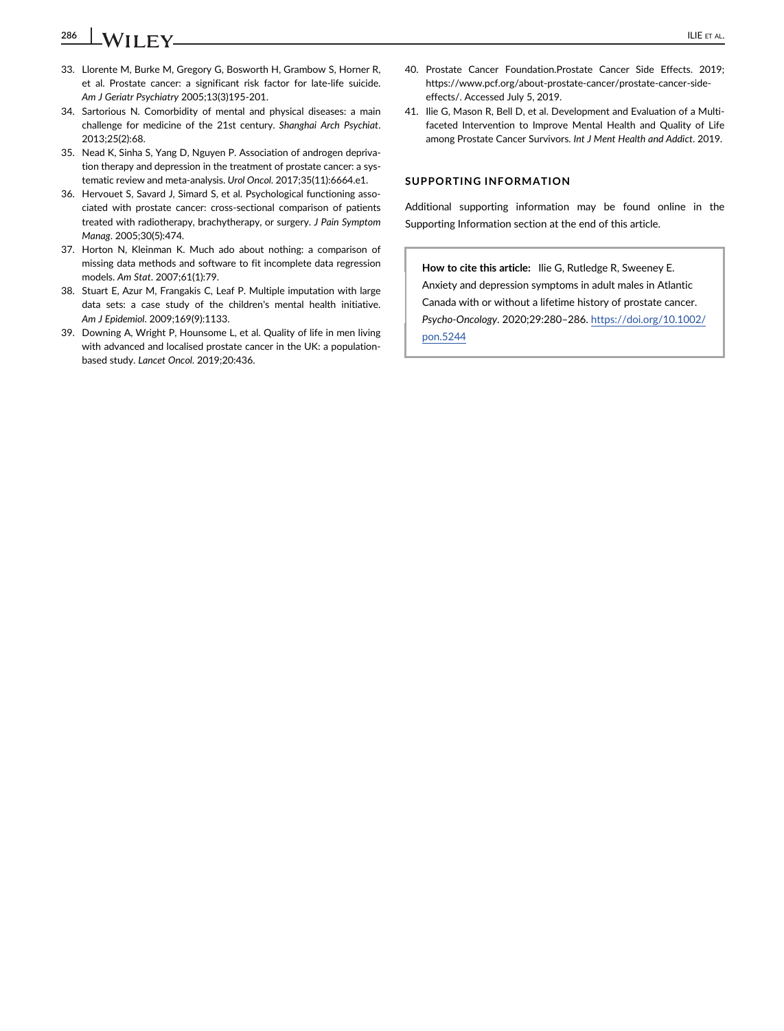33. Llorente M, Burke M, Gregory G, Bosworth H, Grambow S, Horner R, et al. Prostate cancer: a significant risk factor for late-life suicide. *Am J Geriatr Psychiatry* 2005;13(3)195-201.
34. Sartorious N. Comorbidity of mental and physical diseases: a main challenge for medicine of the 21st century. *Shanghai Arch Psychiat*. 2013;25(2):68.
35. Nead K, Sinha S, Yang D, Nguyen P. Association of androgen deprivation therapy and depression in the treatment of prostate cancer: a systematic review and meta-analysis. *Urol Oncol*. 2017;35(11):6664.e1.
36. Hervouet S, Savard J, Simard S, et al. Psychological functioning associated with prostate cancer: cross-sectional comparison of patients treated with radiotherapy, brachytherapy, or surgery. *J Pain Symptom Manag*. 2005;30(5):474.
37. Horton N, Kleinman K. Much ado about nothing: a comparison of missing data methods and software to fit incomplete data regression models. *Am Stat*. 2007;61(1):79.
38. Stuart E, Azur M, Frangakis C, Leaf P. Multiple imputation with large data sets: a case study of the children's mental health initiative. *Am J Epidemiol*. 2009;169(9):1133.
39. Downing A, Wright P, Hounsome L, et al. Quality of life in men living with advanced and localised prostate cancer in the UK: a population-based study. *Lancet Oncol*. 2019;20:436.
40. Prostate Cancer Foundation.Prostate Cancer Side Effects. 2019; https://www.pcf.org/about-prostate-cancer/prostate-cancer-side-effects/. Accessed July 5, 2019.
41. Ilie G, Mason R, Bell D, et al. Development and Evaluation of a Multi-faceted Intervention to Improve Mental Health and Quality of Life among Prostate Cancer Survivors. *Int J Ment Health and Addict*. 2019.

## SUPPORTING INFORMATION

Additional supporting information may be found online in the Supporting Information section at the end of this article.

**How to cite this article:** Ilie G, Rutledge R, Sweeney E. Anxiety and depression symptoms in adult males in Atlantic Canada with or without a lifetime history of prostate cancer. *Psycho-Oncology*. 2020;29:280–286. https://doi.org/10.1002/pon.5244